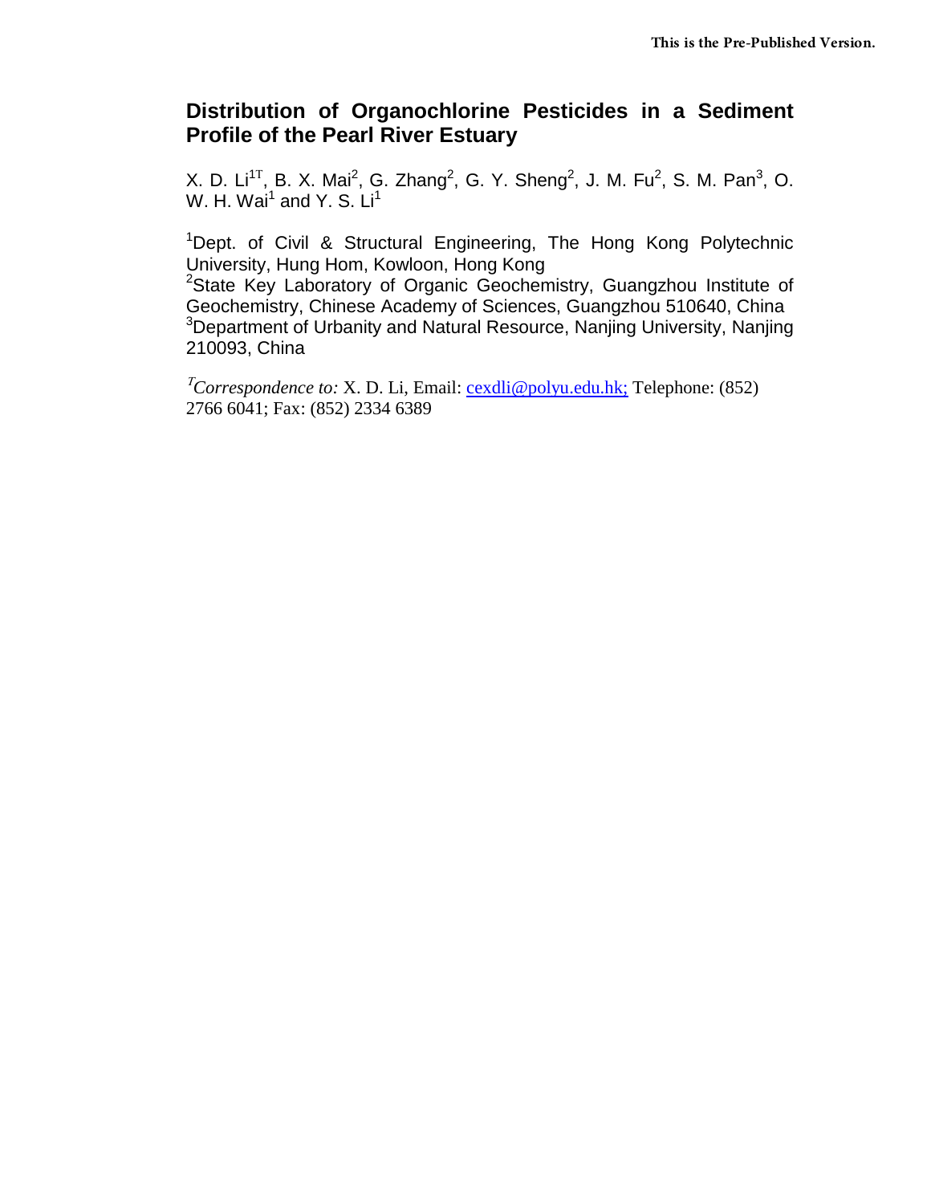# Distribution of Organochlorine Pesticides in a Sediment Profile of the Pearl River Estuary

X. D. Li[1T], B. X. Mai[2], G. Zhang[2], G. Y. Sheng[2], J. M. Fu[2], S. M. Pan[3], O. W. H. Wai[1] and Y. S. Li[1]

[1]Dept. of Civil & Structural Engineering, The Hong Kong Polytechnic University, Hung Hom, Kowloon, Hong Kong
[2]State Key Laboratory of Organic Geochemistry, Guangzhou Institute of Geochemistry, Chinese Academy of Sciences, Guangzhou 510640, China
[3]Department of Urbanity and Natural Resource, Nanjing University, Nanjing 210093, China

[T]*Correspondence to:* X. D. Li, Email: cexdli@polyu.edu.hk; Telephone: (852) 2766 6041; Fax: (852) 2334 6389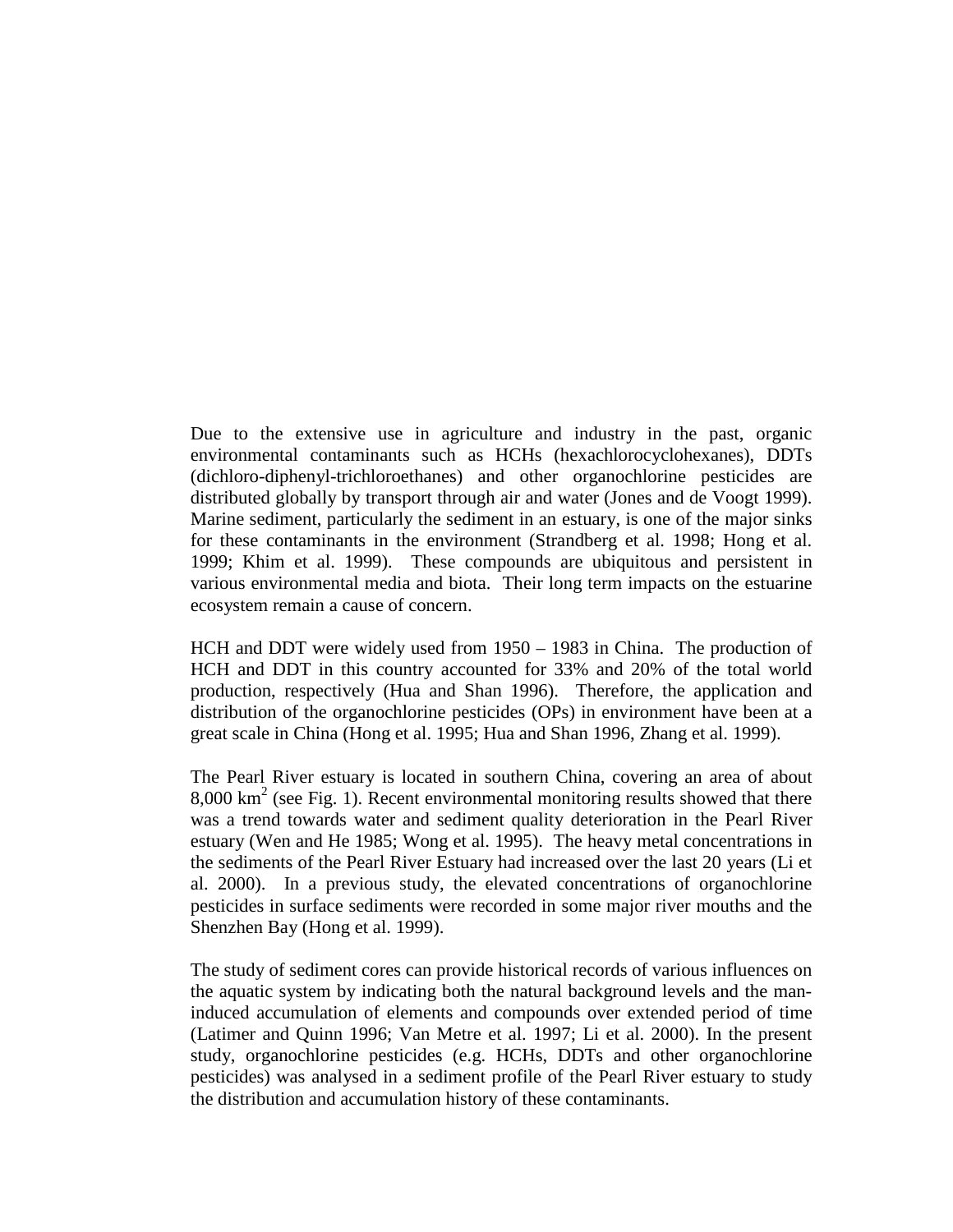Due to the extensive use in agriculture and industry in the past, organic environmental contaminants such as HCHs (hexachlorocyclohexanes), DDTs (dichloro-diphenyl-trichloroethanes) and other organochlorine pesticides are distributed globally by transport through air and water (Jones and de Voogt 1999). Marine sediment, particularly the sediment in an estuary, is one of the major sinks for these contaminants in the environment (Strandberg et al. 1998; Hong et al. 1999; Khim et al. 1999). These compounds are ubiquitous and persistent in various environmental media and biota. Their long term impacts on the estuarine ecosystem remain a cause of concern.

HCH and DDT were widely used from 1950 – 1983 in China. The production of HCH and DDT in this country accounted for 33% and 20% of the total world production, respectively (Hua and Shan 1996). Therefore, the application and distribution of the organochlorine pesticides (OPs) in environment have been at a great scale in China (Hong et al. 1995; Hua and Shan 1996, Zhang et al. 1999).

The Pearl River estuary is located in southern China, covering an area of about 8,000 $km^2$ (see Fig. 1). Recent environmental monitoring results showed that there was a trend towards water and sediment quality deterioration in the Pearl River estuary (Wen and He 1985; Wong et al. 1995). The heavy metal concentrations in the sediments of the Pearl River Estuary had increased over the last 20 years (Li et al. 2000). In a previous study, the elevated concentrations of organochlorine pesticides in surface sediments were recorded in some major river mouths and the Shenzhen Bay (Hong et al. 1999).

The study of sediment cores can provide historical records of various influences on the aquatic system by indicating both the natural background levels and the man-induced accumulation of elements and compounds over extended period of time (Latimer and Quinn 1996; Van Metre et al. 1997; Li et al. 2000). In the present study, organochlorine pesticides (e.g. HCHs, DDTs and other organochlorine pesticides) was analysed in a sediment profile of the Pearl River estuary to study the distribution and accumulation history of these contaminants.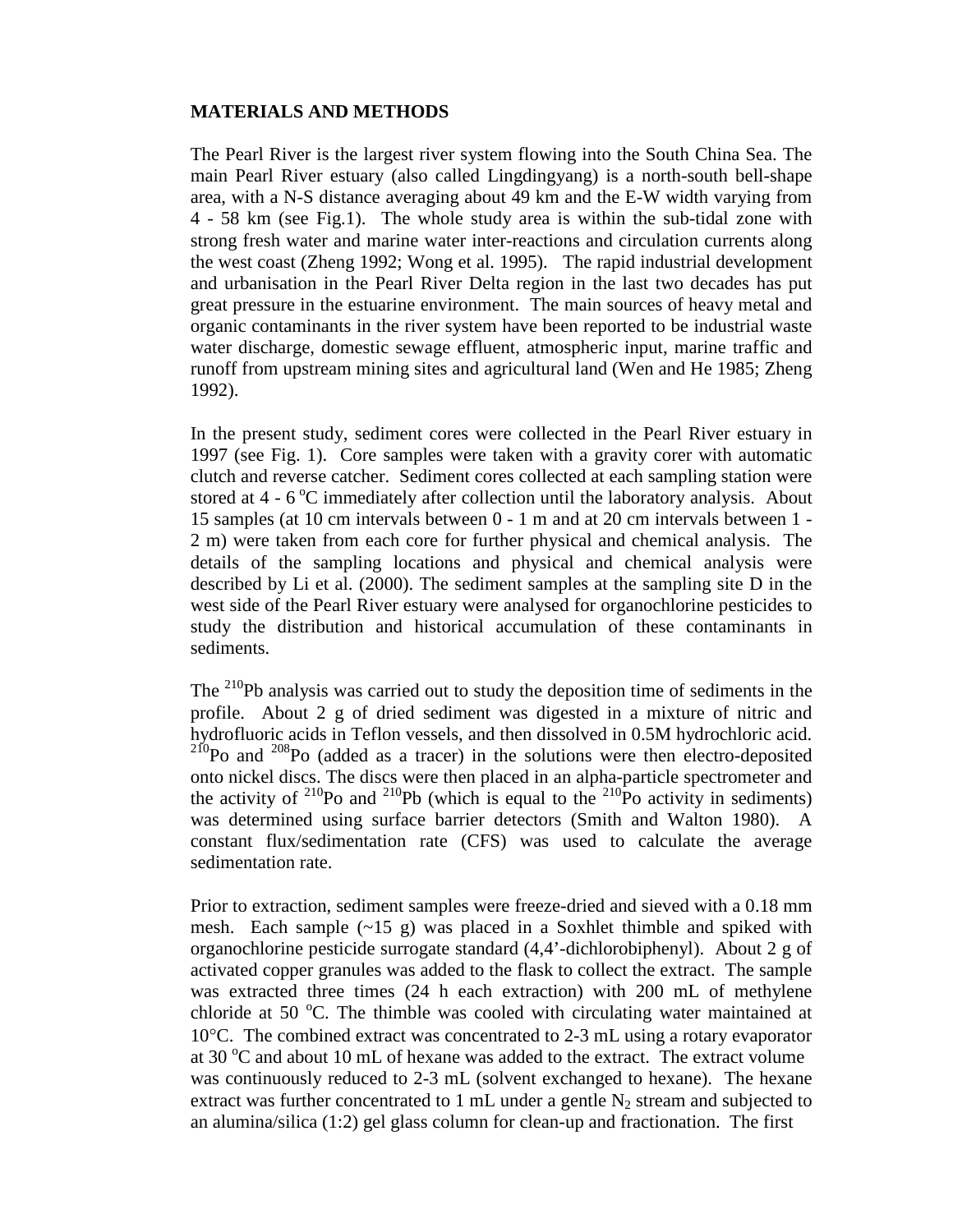## MATERIALS AND METHODS

The Pearl River is the largest river system flowing into the South China Sea. The main Pearl River estuary (also called Lingdingyang) is a north-south bell-shape area, with a N-S distance averaging about 49 km and the E-W width varying from 4 - 58 km (see Fig.1). The whole study area is within the sub-tidal zone with strong fresh water and marine water inter-reactions and circulation currents along the west coast (Zheng 1992; Wong et al. 1995). The rapid industrial development and urbanisation in the Pearl River Delta region in the last two decades has put great pressure in the estuarine environment. The main sources of heavy metal and organic contaminants in the river system have been reported to be industrial waste water discharge, domestic sewage effluent, atmospheric input, marine traffic and runoff from upstream mining sites and agricultural land (Wen and He 1985; Zheng 1992).

In the present study, sediment cores were collected in the Pearl River estuary in 1997 (see Fig. 1). Core samples were taken with a gravity corer with automatic clutch and reverse catcher. Sediment cores collected at each sampling station were stored at 4 - 6 $^{o}$C immediately after collection until the laboratory analysis. About 15 samples (at 10 cm intervals between 0 - 1 m and at 20 cm intervals between 1 - 2 m) were taken from each core for further physical and chemical analysis. The details of the sampling locations and physical and chemical analysis were described by Li et al. (2000). The sediment samples at the sampling site D in the west side of the Pearl River estuary were analysed for organochlorine pesticides to study the distribution and historical accumulation of these contaminants in sediments.

The $^{210}$Pb analysis was carried out to study the deposition time of sediments in the profile. About 2 g of dried sediment was digested in a mixture of nitric and hydrofluoric acids in Teflon vessels, and then dissolved in 0.5M hydrochloric acid. $^{210}$Po and $^{208}$Po (added as a tracer) in the solutions were then electro-deposited onto nickel discs. The discs were then placed in an alpha-particle spectrometer and the activity of $^{210}$Po and $^{210}$Pb (which is equal to the $^{210}$Po activity in sediments) was determined using surface barrier detectors (Smith and Walton 1980). A constant flux/sedimentation rate (CFS) was used to calculate the average sedimentation rate.

Prior to extraction, sediment samples were freeze-dried and sieved with a 0.18 mm mesh. Each sample (~15 g) was placed in a Soxhlet thimble and spiked with organochlorine pesticide surrogate standard (4,4'-dichlorobiphenyl). About 2 g of activated copper granules was added to the flask to collect the extract. The sample was extracted three times (24 h each extraction) with 200 mL of methylene chloride at 50 $^{o}$C. The thimble was cooled with circulating water maintained at 10°C. The combined extract was concentrated to 2-3 mL using a rotary evaporator at 30 $^{o}$C and about 10 mL of hexane was added to the extract. The extract volume was continuously reduced to 2-3 mL (solvent exchanged to hexane). The hexane extract was further concentrated to 1 mL under a gentle $N_2$ stream and subjected to an alumina/silica (1:2) gel glass column for clean-up and fractionation. The first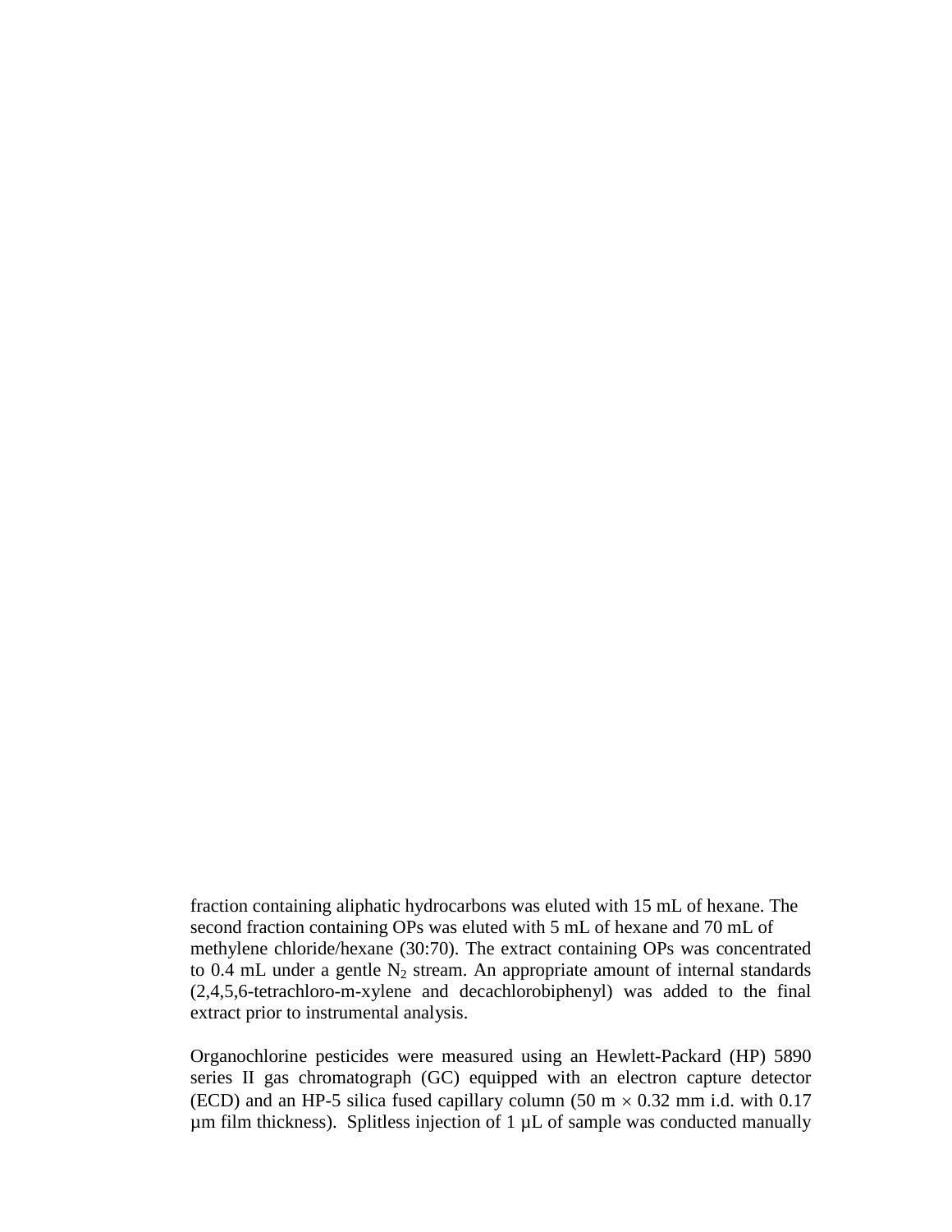fraction containing aliphatic hydrocarbons was eluted with 15 mL of hexane. The second fraction containing OPs was eluted with 5 mL of hexane and 70 mL of methylene chloride/hexane (30:70). The extract containing OPs was concentrated to 0.4 mL under a gentle $N_2$ stream. An appropriate amount of internal standards (2,4,5,6-tetrachloro-m-xylene and decachlorobiphenyl) was added to the final extract prior to instrumental analysis.

Organochlorine pesticides were measured using an Hewlett-Packard (HP) 5890 series II gas chromatograph (GC) equipped with an electron capture detector (ECD) and an HP-5 silica fused capillary column (50 m $\times$ 0.32 mm i.d. with 0.17 µm film thickness). Splitless injection of 1 µL of sample was conducted manually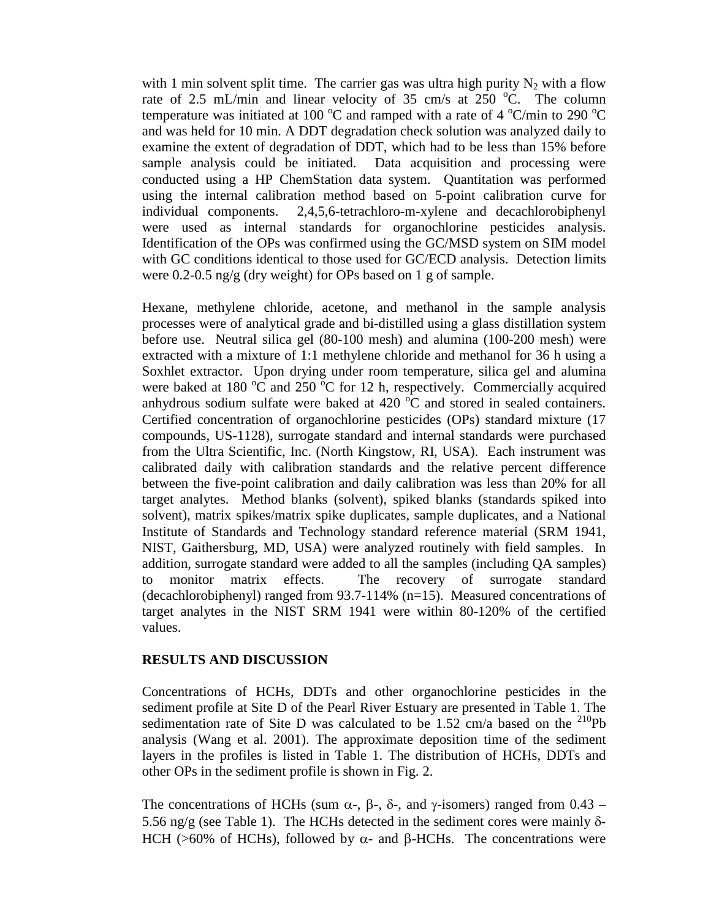with 1 min solvent split time. The carrier gas was ultra high purity $N_2$ with a flow rate of 2.5 mL/min and linear velocity of 35 cm/s at 250 $^oC$. The column temperature was initiated at 100 $^oC$ and ramped with a rate of 4 $^oC$/min to 290 $^oC$ and was held for 10 min. A DDT degradation check solution was analyzed daily to examine the extent of degradation of DDT, which had to be less than 15% before sample analysis could be initiated. Data acquisition and processing were conducted using a HP ChemStation data system. Quantitation was performed using the internal calibration method based on 5-point calibration curve for individual components. 2,4,5,6-tetrachloro-m-xylene and decachlorobiphenyl were used as internal standards for organochlorine pesticides analysis. Identification of the OPs was confirmed using the GC/MSD system on SIM model with GC conditions identical to those used for GC/ECD analysis. Detection limits were 0.2-0.5 ng/g (dry weight) for OPs based on 1 g of sample.

Hexane, methylene chloride, acetone, and methanol in the sample analysis processes were of analytical grade and bi-distilled using a glass distillation system before use. Neutral silica gel (80-100 mesh) and alumina (100-200 mesh) were extracted with a mixture of 1:1 methylene chloride and methanol for 36 h using a Soxhlet extractor. Upon drying under room temperature, silica gel and alumina were baked at 180 $^oC$ and 250 $^oC$ for 12 h, respectively. Commercially acquired anhydrous sodium sulfate were baked at 420 $^oC$ and stored in sealed containers. Certified concentration of organochlorine pesticides (OPs) standard mixture (17 compounds, US-1128), surrogate standard and internal standards were purchased from the Ultra Scientific, Inc. (North Kingstow, RI, USA). Each instrument was calibrated daily with calibration standards and the relative percent difference between the five-point calibration and daily calibration was less than 20% for all target analytes. Method blanks (solvent), spiked blanks (standards spiked into solvent), matrix spikes/matrix spike duplicates, sample duplicates, and a National Institute of Standards and Technology standard reference material (SRM 1941, NIST, Gaithersburg, MD, USA) were analyzed routinely with field samples. In addition, surrogate standard were added to all the samples (including QA samples) to monitor matrix effects. The recovery of surrogate standard (decachlorobiphenyl) ranged from 93.7-114% (n=15). Measured concentrations of target analytes in the NIST SRM 1941 were within 80-120% of the certified values.

## RESULTS AND DISCUSSION

Concentrations of HCHs, DDTs and other organochlorine pesticides in the sediment profile at Site D of the Pearl River Estuary are presented in Table 1. The sedimentation rate of Site D was calculated to be 1.52 cm/a based on the $^{210}$Pb analysis (Wang et al. 2001). The approximate deposition time of the sediment layers in the profiles is listed in Table 1. The distribution of HCHs, DDTs and other OPs in the sediment profile is shown in Fig. 2.

The concentrations of HCHs (sum $\alpha$-, $\beta$-, $\delta$-, and $\gamma$-isomers) ranged from 0.43 – 5.56 ng/g (see Table 1). The HCHs detected in the sediment cores were mainly $\delta$-HCH (>60% of HCHs), followed by $\alpha$- and $\beta$-HCHs. The concentrations were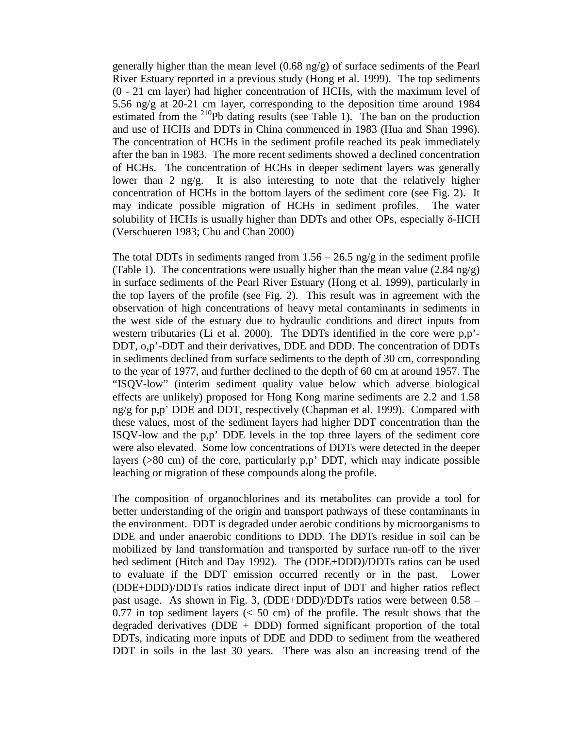generally higher than the mean level (0.68 ng/g) of surface sediments of the Pearl River Estuary reported in a previous study (Hong et al. 1999). The top sediments (0 - 21 cm layer) had higher concentration of HCHs, with the maximum level of 5.56 ng/g at 20-21 cm layer, corresponding to the deposition time around 1984 estimated from the $^{210}$Pb dating results (see Table 1). The ban on the production and use of HCHs and DDTs in China commenced in 1983 (Hua and Shan 1996). The concentration of HCHs in the sediment profile reached its peak immediately after the ban in 1983. The more recent sediments showed a declined concentration of HCHs. The concentration of HCHs in deeper sediment layers was generally lower than 2 ng/g. It is also interesting to note that the relatively higher concentration of HCHs in the bottom layers of the sediment core (see Fig. 2). It may indicate possible migration of HCHs in sediment profiles. The water solubility of HCHs is usually higher than DDTs and other OPs, especially δ-HCH (Verschueren 1983; Chu and Chan 2000)

The total DDTs in sediments ranged from 1.56 – 26.5 ng/g in the sediment profile (Table 1). The concentrations were usually higher than the mean value (2.84 ng/g) in surface sediments of the Pearl River Estuary (Hong et al. 1999), particularly in the top layers of the profile (see Fig. 2). This result was in agreement with the observation of high concentrations of heavy metal contaminants in sediments in the west side of the estuary due to hydraulic conditions and direct inputs from western tributaries (Li et al. 2000). The DDTs identified in the core were p,p'-DDT, o,p'-DDT and their derivatives, DDE and DDD. The concentration of DDTs in sediments declined from surface sediments to the depth of 30 cm, corresponding to the year of 1977, and further declined to the depth of 60 cm at around 1957. The "ISQV-low" (interim sediment quality value below which adverse biological effects are unlikely) proposed for Hong Kong marine sediments are 2.2 and 1.58 ng/g for p,p' DDE and DDT, respectively (Chapman et al. 1999). Compared with these values, most of the sediment layers had higher DDT concentration than the ISQV-low and the p,p' DDE levels in the top three layers of the sediment core were also elevated. Some low concentrations of DDTs were detected in the deeper layers (>80 cm) of the core, particularly p,p' DDT, which may indicate possible leaching or migration of these compounds along the profile.

The composition of organochlorines and its metabolites can provide a tool for better understanding of the origin and transport pathways of these contaminants in the environment. DDT is degraded under aerobic conditions by microorganisms to DDE and under anaerobic conditions to DDD. The DDTs residue in soil can be mobilized by land transformation and transported by surface run-off to the river bed sediment (Hitch and Day 1992). The (DDE+DDD)/DDTs ratios can be used to evaluate if the DDT emission occurred recently or in the past. Lower (DDE+DDD)/DDTs ratios indicate direct input of DDT and higher ratios reflect past usage. As shown in Fig. 3, (DDE+DDD)/DDTs ratios were between 0.58 – 0.77 in top sediment layers (< 50 cm) of the profile. The result shows that the degraded derivatives (DDE + DDD) formed significant proportion of the total DDTs, indicating more inputs of DDE and DDD to sediment from the weathered DDT in soils in the last 30 years. There was also an increasing trend of the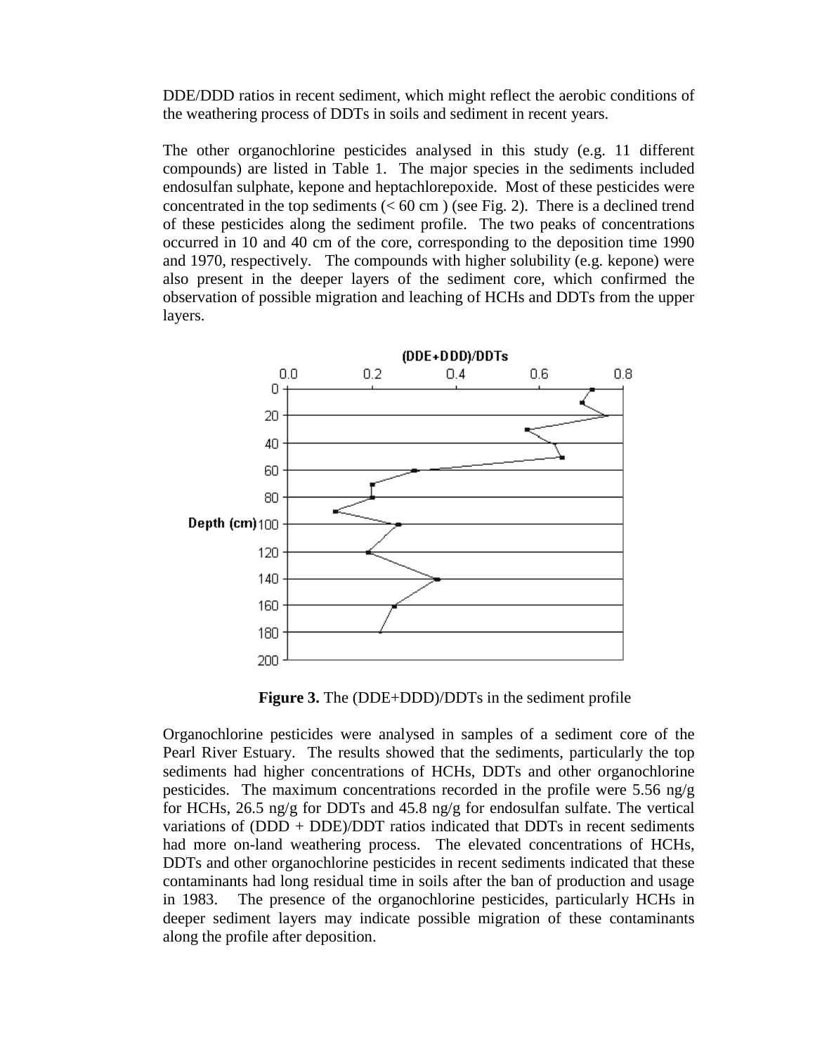DDE/DDD ratios in recent sediment, which might reflect the aerobic conditions of the weathering process of DDTs in soils and sediment in recent years.

The other organochlorine pesticides analysed in this study (e.g. 11 different compounds) are listed in Table 1. The major species in the sediments included endosulfan sulphate, kepone and heptachlorepoxide. Most of these pesticides were concentrated in the top sediments (< 60 cm ) (see Fig. 2). There is a declined trend of these pesticides along the sediment profile. The two peaks of concentrations occurred in 10 and 40 cm of the core, corresponding to the deposition time 1990 and 1970, respectively. The compounds with higher solubility (e.g. kepone) were also present in the deeper layers of the sediment core, which confirmed the observation of possible migration and leaching of HCHs and DDTs from the upper layers.

**Figure 3.** The (DDE+DDD)/DDTs in the sediment profile

Organochlorine pesticides were analysed in samples of a sediment core of the Pearl River Estuary. The results showed that the sediments, particularly the top sediments had higher concentrations of HCHs, DDTs and other organochlorine pesticides. The maximum concentrations recorded in the profile were 5.56 ng/g for HCHs, 26.5 ng/g for DDTs and 45.8 ng/g for endosulfan sulfate. The vertical variations of (DDD + DDE)/DDT ratios indicated that DDTs in recent sediments had more on-land weathering process. The elevated concentrations of HCHs, DDTs and other organochlorine pesticides in recent sediments indicated that these contaminants had long residual time in soils after the ban of production and usage in 1983. The presence of the organochlorine pesticides, particularly HCHs in deeper sediment layers may indicate possible migration of these contaminants along the profile after deposition.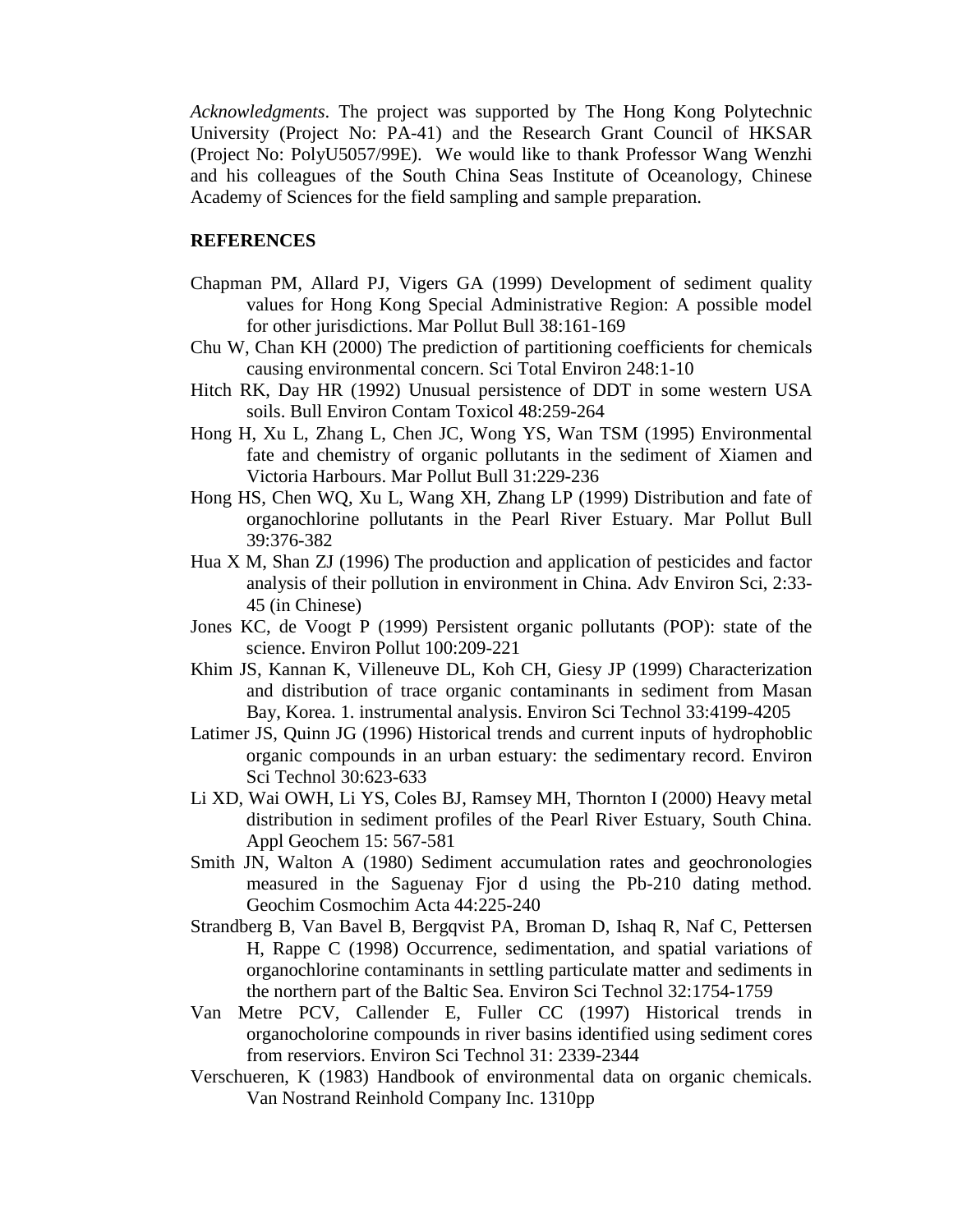*Acknowledgments*. The project was supported by The Hong Kong Polytechnic University (Project No: PA-41) and the Research Grant Council of HKSAR (Project No: PolyU5057/99E). We would like to thank Professor Wang Wenzhi and his colleagues of the South China Seas Institute of Oceanology, Chinese Academy of Sciences for the field sampling and sample preparation.

**REFERENCES**

Chapman PM, Allard PJ, Vigers GA (1999) Development of sediment quality values for Hong Kong Special Administrative Region: A possible model for other jurisdictions. Mar Pollut Bull 38:161-169

Chu W, Chan KH (2000) The prediction of partitioning coefficients for chemicals causing environmental concern. Sci Total Environ 248:1-10

Hitch RK, Day HR (1992) Unusual persistence of DDT in some western USA soils. Bull Environ Contam Toxicol 48:259-264

Hong H, Xu L, Zhang L, Chen JC, Wong YS, Wan TSM (1995) Environmental fate and chemistry of organic pollutants in the sediment of Xiamen and Victoria Harbours. Mar Pollut Bull 31:229-236

Hong HS, Chen WQ, Xu L, Wang XH, Zhang LP (1999) Distribution and fate of organochlorine pollutants in the Pearl River Estuary. Mar Pollut Bull 39:376-382

Hua X M, Shan ZJ (1996) The production and application of pesticides and factor analysis of their pollution in environment in China. Adv Environ Sci, 2:33-45 (in Chinese)

Jones KC, de Voogt P (1999) Persistent organic pollutants (POP): state of the science. Environ Pollut 100:209-221

Khim JS, Kannan K, Villeneuve DL, Koh CH, Giesy JP (1999) Characterization and distribution of trace organic contaminants in sediment from Masan Bay, Korea. 1. instrumental analysis. Environ Sci Technol 33:4199-4205

Latimer JS, Quinn JG (1996) Historical trends and current inputs of hydrophoblic organic compounds in an urban estuary: the sedimentary record. Environ Sci Technol 30:623-633

Li XD, Wai OWH, Li YS, Coles BJ, Ramsey MH, Thornton I (2000) Heavy metal distribution in sediment profiles of the Pearl River Estuary, South China. Appl Geochem 15: 567-581

Smith JN, Walton A (1980) Sediment accumulation rates and geochronologies measured in the Saguenay Fjor d using the Pb-210 dating method. Geochim Cosmochim Acta 44:225-240

Strandberg B, Van Bavel B, Bergqvist PA, Broman D, Ishaq R, Naf C, Pettersen H, Rappe C (1998) Occurrence, sedimentation, and spatial variations of organochlorine contaminants in settling particulate matter and sediments in the northern part of the Baltic Sea. Environ Sci Technol 32:1754-1759

Van Metre PCV, Callender E, Fuller CC (1997) Historical trends in organocholorine compounds in river basins identified using sediment cores from reserviors. Environ Sci Technol 31: 2339-2344

Verschueren, K (1983) Handbook of environmental data on organic chemicals. Van Nostrand Reinhold Company Inc. 1310pp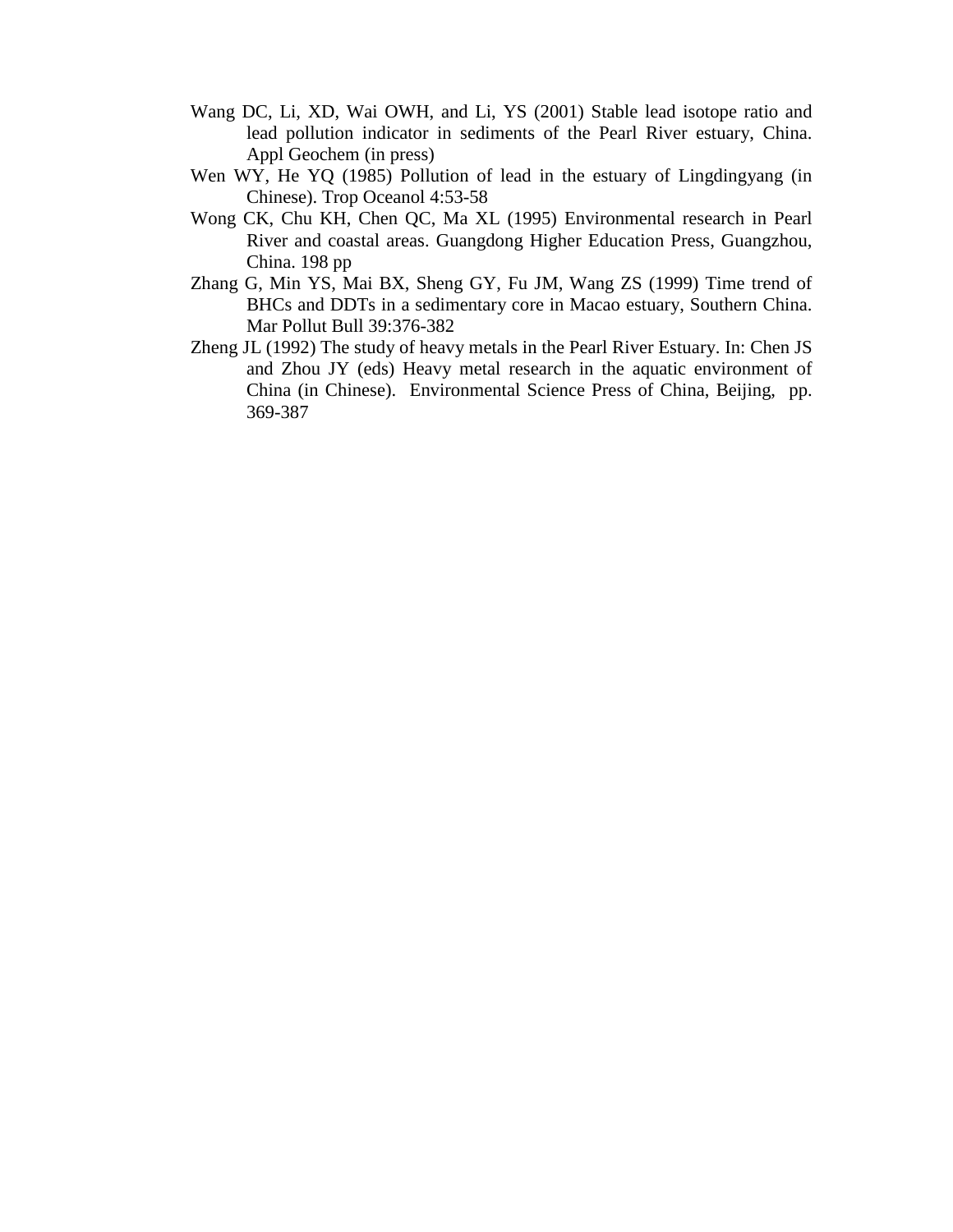Wang DC, Li, XD, Wai OWH, and Li, YS (2001) Stable lead isotope ratio and lead pollution indicator in sediments of the Pearl River estuary, China. Appl Geochem (in press)

Wen WY, He YQ (1985) Pollution of lead in the estuary of Lingdingyang (in Chinese). Trop Oceanol 4:53-58

Wong CK, Chu KH, Chen QC, Ma XL (1995) Environmental research in Pearl River and coastal areas. Guangdong Higher Education Press, Guangzhou, China. 198 pp

Zhang G, Min YS, Mai BX, Sheng GY, Fu JM, Wang ZS (1999) Time trend of BHCs and DDTs in a sedimentary core in Macao estuary, Southern China. Mar Pollut Bull 39:376-382

Zheng JL (1992) The study of heavy metals in the Pearl River Estuary. In: Chen JS and Zhou JY (eds) Heavy metal research in the aquatic environment of China (in Chinese). Environmental Science Press of China, Beijing, pp. 369-387